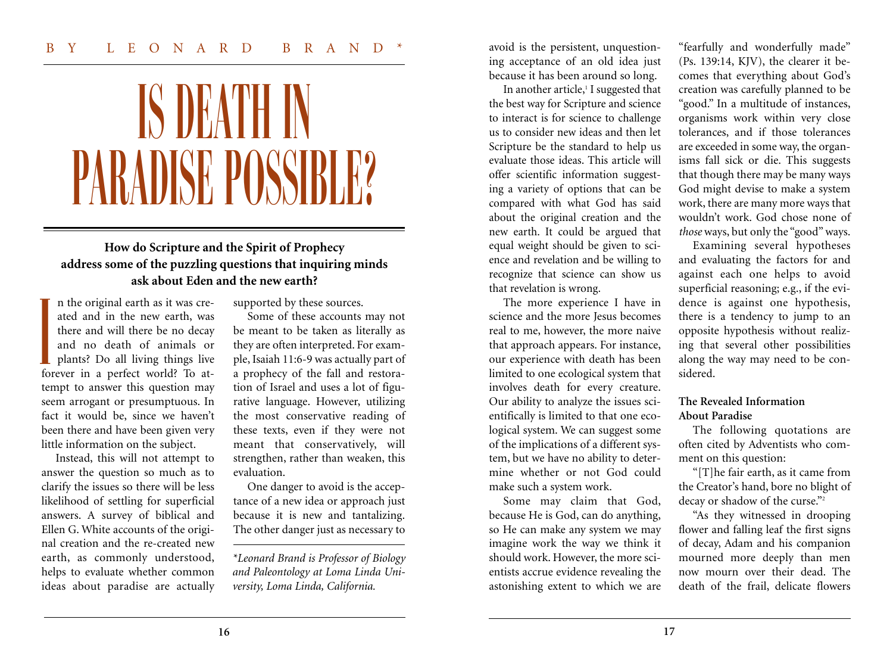BY LEONARD BRAND*

# IS DEATH IN PARADISE POSSIBLE?

**How do Scripture and the Spirit of Prophecy address some of the puzzling questions that inquiring minds ask about Eden and the new earth?**

In the original earth as it was created and in the new earth, was there and will there be no decay and no death of animals or plants? Do all living things live forever in a perfect world? To attempt to answer this question may seem arrogant or presumptuous. In fact it would be, since we haven't been there and have been given very little information on the subject.

Instead, this will not attempt to answer the question so much as to clarify the issues so there will be less likelihood of settling for superficial answers. A survey of biblical and Ellen G. White accounts of the original creation and the re-created new earth, as commonly understood, helps to evaluate whether common ideas about paradise are actually supported by these sources.

Some of these accounts may not be meant to be taken as literally as they are often interpreted. For example, Isaiah 11:6-9 was actually part of a prophecy of the fall and restoration of Israel and uses a lot of figurative language. However, utilizing the most conservative reading of these texts, even if they were not meant that conservatively, will strengthen, rather than weaken, this evaluation.

One danger to avoid is the acceptance of a new idea or approach just because it is new and tantalizing. The other danger just as necessary to avoid is the persistent, unquestioning acceptance of an old idea just because it has been around so long.

*\*Leonard Brand is Professor of Biology and Paleontology at Loma Linda University, Loma Linda, California.*

In another article,[1] I suggested that the best way for Scripture and science to interact is for science to challenge us to consider new ideas and then let Scripture be the standard to help us evaluate those ideas. This article will offer scientific information suggesting a variety of options that can be compared with what God has said about the original creation and the new earth. It could be argued that equal weight should be given to science and revelation and be willing to recognize that science can show us that revelation is wrong.

The more experience I have in science and the more Jesus becomes real to me, however, the more naive that approach appears. For instance, our experience with death has been limited to one ecological system that involves death for every creature. Our ability to analyze the issues scientifically is limited to that one ecological system. We can suggest some of the implications of a different system, but we have no ability to determine whether or not God could make such a system work.

Some may claim that God, because He is God, can do anything, so He can make any system we may imagine work the way we think it should work. However, the more scientists accrue evidence revealing the astonishing extent to which we are "fearfully and wonderfully made" (Ps. 139:14, KJV), the clearer it becomes that everything about God's creation was carefully planned to be "good." In a multitude of instances, organisms work within very close tolerances, and if those tolerances are exceeded in some way, the organisms fall sick or die. This suggests that though there may be many ways God might devise to make a system work, there are many more ways that wouldn't work. God chose none of *those* ways, but only the "good" ways.

Examining several hypotheses and evaluating the factors for and against each one helps to avoid superficial reasoning; e.g., if the evidence is against one hypothesis, there is a tendency to jump to an opposite hypothesis without realizing that several other possibilities along the way may need to be considered.

## The Revealed Information About Paradise

The following quotations are often cited by Adventists who comment on this question:

"[T]he fair earth, as it came from the Creator's hand, bore no blight of decay or shadow of the curse."[2]

"As they witnessed in drooping flower and falling leaf the first signs of decay, Adam and his companion mourned more deeply than men now mourn over their dead. The death of the frail, delicate flowers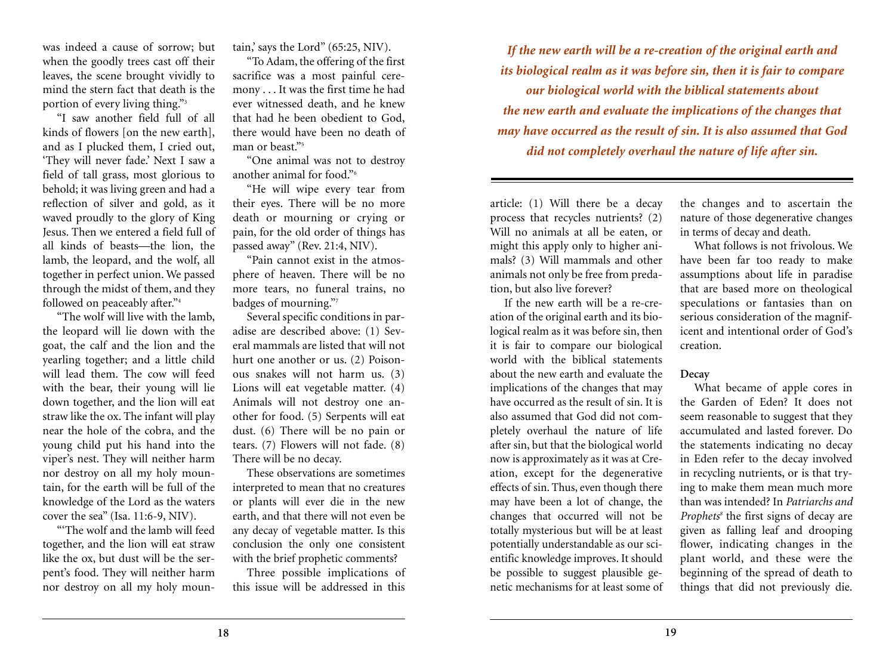was indeed a cause of sorrow; but when the goodly trees cast off their leaves, the scene brought vividly to mind the stern fact that death is the portion of every living thing."[3]

"I saw another field full of all kinds of flowers [on the new earth], and as I plucked them, I cried out, 'They will never fade.' Next I saw a field of tall grass, most glorious to behold; it was living green and had a reflection of silver and gold, as it waved proudly to the glory of King Jesus. Then we entered a field full of all kinds of beasts—the lion, the lamb, the leopard, and the wolf, all together in perfect union. We passed through the midst of them, and they followed on peaceably after."[4]

"The wolf will live with the lamb, the leopard will lie down with the goat, the calf and the lion and the yearling together; and a little child will lead them. The cow will feed with the bear, their young will lie down together, and the lion will eat straw like the ox. The infant will play near the hole of the cobra, and the young child put his hand into the viper's nest. They will neither harm nor destroy on all my holy mountain, for the earth will be full of the knowledge of the Lord as the waters cover the sea" (Isa. 11:6-9, NIV).

"'The wolf and the lamb will feed together, and the lion will eat straw like the ox, but dust will be the serpent's food. They will neither harm nor destroy on all my holy mountain,' says the Lord" (65:25, NIV).

"To Adam, the offering of the first sacrifice was a most painful ceremony . . . It was the first time he had ever witnessed death, and he knew that had he been obedient to God, there would have been no death of man or beast."[5]

"One animal was not to destroy another animal for food."[6]

"He will wipe every tear from their eyes. There will be no more death or mourning or crying or pain, for the old order of things has passed away" (Rev. 21:4, NIV).

"Pain cannot exist in the atmosphere of heaven. There will be no more tears, no funeral trains, no badges of mourning."[7]

Several specific conditions in paradise are described above: (1) Several mammals are listed that will not hurt one another or us. (2) Poisonous snakes will not harm us. (3) Lions will eat vegetable matter. (4) Animals will not destroy one another for food. (5) Serpents will eat dust. (6) There will be no pain or tears. (7) Flowers will not fade. (8) There will be no decay.

These observations are sometimes interpreted to mean that no creatures or plants will ever die in the new earth, and that there will not even be any decay of vegetable matter. Is this conclusion the only one consistent with the brief prophetic comments?

Three possible implications of this issue will be addressed in this article: (1) Will there be a decay process that recycles nutrients? (2) Will no animals at all be eaten, or might this apply only to higher animals? (3) Will mammals and other animals not only be free from predation, but also live forever?

*If the new earth will be a re-creation of the original earth and its biological realm as it was before sin, then it is fair to compare our biological world with the biblical statements about the new earth and evaluate the implications of the changes that may have occurred as the result of sin. It is also assumed that God did not completely overhaul the nature of life after sin.*

If the new earth will be a re-creation of the original earth and its biological realm as it was before sin, then it is fair to compare our biological world with the biblical statements about the new earth and evaluate the implications of the changes that may have occurred as the result of sin. It is also assumed that God did not completely overhaul the nature of life after sin, but that the biological world now is approximately as it was at Creation, except for the degenerative effects of sin. Thus, even though there may have been a lot of change, the changes that occurred will not be totally mysterious but will be at least potentially understandable as our scientific knowledge improves. It should be possible to suggest plausible genetic mechanisms for at least some of the changes and to ascertain the nature of those degenerative changes in terms of decay and death.

What follows is not frivolous. We have been far too ready to make assumptions about life in paradise that are based more on theological speculations or fantasies than on serious consideration of the magnificent and intentional order of God's creation.

**Decay**

What became of apple cores in the Garden of Eden? It does not seem reasonable to suggest that they accumulated and lasted forever. Do the statements indicating no decay in Eden refer to the decay involved in recycling nutrients, or is that trying to make them mean much more than was intended? In *Patriarchs and Prophets*[8] the first signs of decay are given as falling leaf and drooping flower, indicating changes in the plant world, and these were the beginning of the spread of death to things that did not previously die.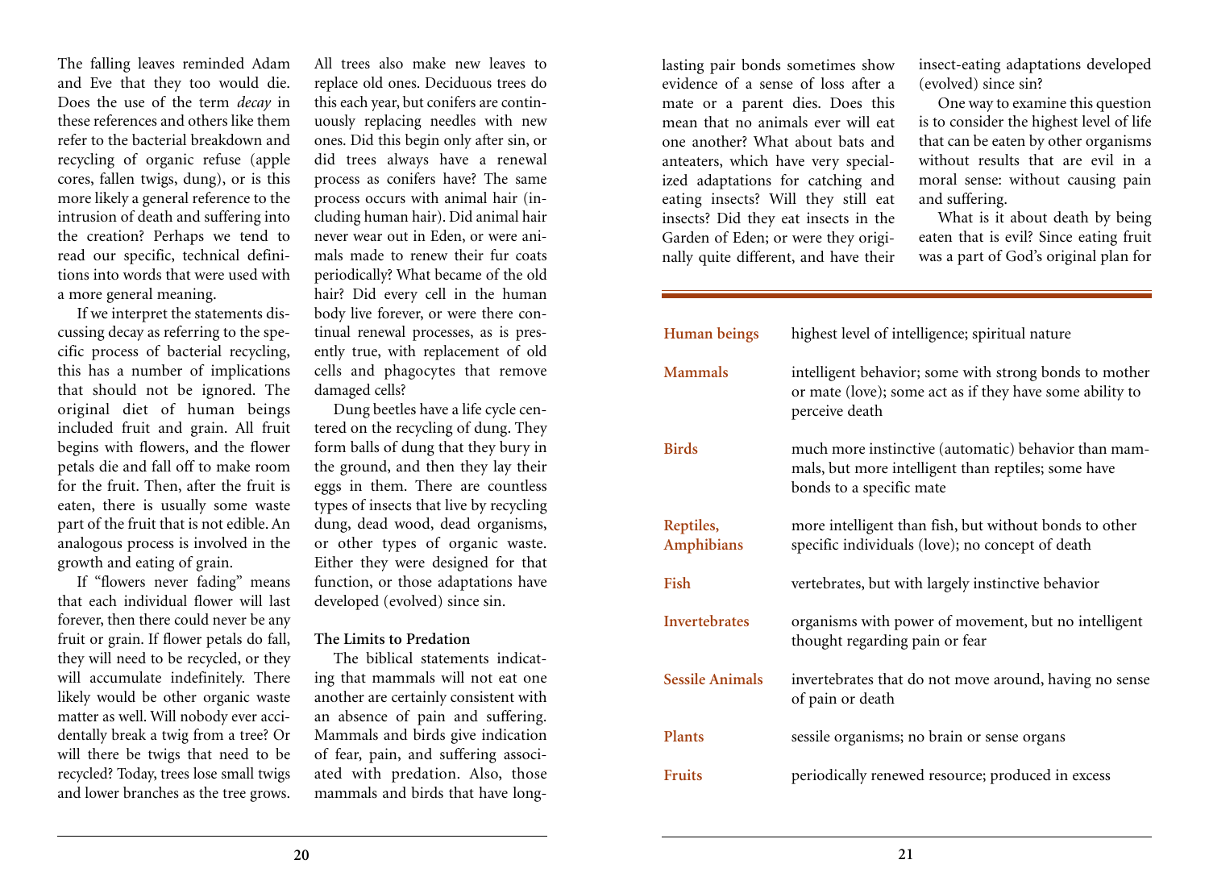The falling leaves reminded Adam and Eve that they too would die. Does the use of the term *decay* in these references and others like them refer to the bacterial breakdown and recycling of organic refuse (apple cores, fallen twigs, dung), or is this more likely a general reference to the intrusion of death and suffering into the creation? Perhaps we tend to read our specific, technical definitions into words that were used with a more general meaning.

If we interpret the statements discussing decay as referring to the specific process of bacterial recycling, this has a number of implications that should not be ignored. The original diet of human beings included fruit and grain. All fruit begins with flowers, and the flower petals die and fall off to make room for the fruit. Then, after the fruit is eaten, there is usually some waste part of the fruit that is not edible. An analogous process is involved in the growth and eating of grain.

If "flowers never fading" means that each individual flower will last forever, then there could never be any fruit or grain. If flower petals do fall, they will need to be recycled, or they will accumulate indefinitely. There likely would be other organic waste matter as well. Will nobody ever accidentally break a twig from a tree? Or will there be twigs that need to be recycled? Today, trees lose small twigs and lower branches as the tree grows. All trees also make new leaves to replace old ones. Deciduous trees do this each year, but conifers are continuously replacing needles with new ones. Did this begin only after sin, or did trees always have a renewal process as conifers have? The same process occurs with animal hair (including human hair). Did animal hair never wear out in Eden, or were animals made to renew their fur coats periodically? What became of the old hair? Did every cell in the human body live forever, or were there continual renewal processes, as is presently true, with replacement of old cells and phagocytes that remove damaged cells?

Dung beetles have a life cycle centered on the recycling of dung. They form balls of dung that they bury in the ground, and then they lay their eggs in them. There are countless types of insects that live by recycling dung, dead wood, dead organisms, or other types of organic waste. Either they were designed for that function, or those adaptations have developed (evolved) since sin.

**The Limits to Predation**

The biblical statements indicating that mammals will not eat one another are certainly consistent with an absence of pain and suffering. Mammals and birds give indication of fear, pain, and suffering associated with predation. Also, those mammals and birds that have long-lasting pair bonds sometimes show evidence of a sense of loss after a mate or a parent dies. Does this mean that no animals ever will eat one another? What about bats and anteaters, which have very specialized adaptations for catching and eating insects? Will they still eat insects? Did they eat insects in the Garden of Eden; or were they originally quite different, and have their insect-eating adaptations developed (evolved) since sin?

One way to examine this question is to consider the highest level of life that can be eaten by other organisms without results that are evil in a moral sense: without causing pain and suffering.

What is it about death by being eaten that is evil? Since eating fruit was a part of God's original plan for

| | |
|---|---|
| **Human beings** | highest level of intelligence; spiritual nature |
| **Mammals** | intelligent behavior; some with strong bonds to mother or mate (love); some act as if they have some ability to perceive death |
| **Birds** | much more instinctive (automatic) behavior than mammals, but more intelligent than reptiles; some have bonds to a specific mate |
| **Reptiles, Amphibians** | more intelligent than fish, but without bonds to other specific individuals (love); no concept of death |
| **Fish** | vertebrates, but with largely instinctive behavior |
| **Invertebrates** | organisms with power of movement, but no intelligent thought regarding pain or fear |
| **Sessile Animals** | invertebrates that do not move around, having no sense of pain or death |
| **Plants** | sessile organisms; no brain or sense organs |
| **Fruits** | periodically renewed resource; produced in excess |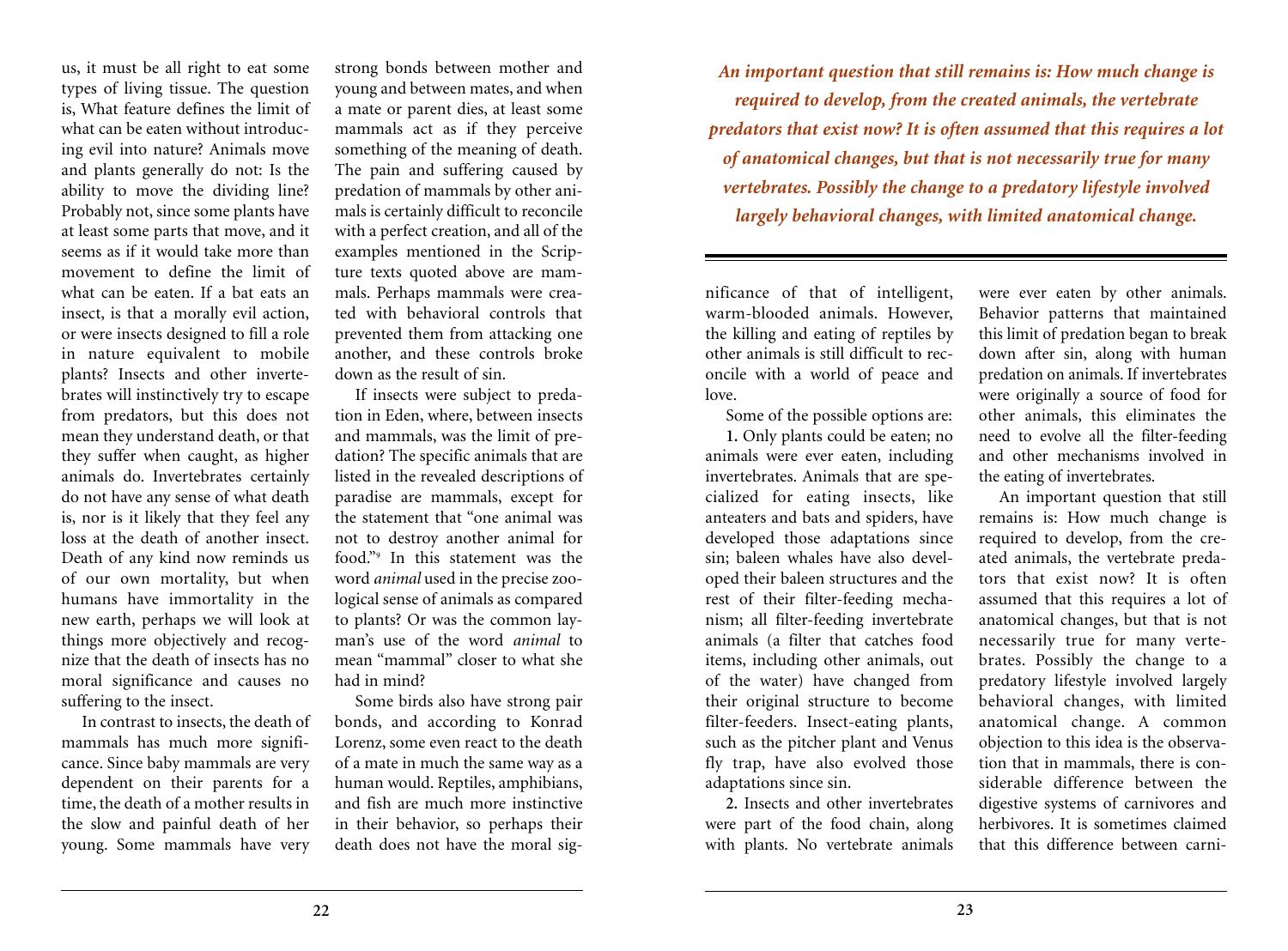us, it must be all right to eat some types of living tissue. The question is, What feature defines the limit of what can be eaten without introducing evil into nature? Animals move and plants generally do not: Is the ability to move the dividing line? Probably not, since some plants have at least some parts that move, and it seems as if it would take more than movement to define the limit of what can be eaten. If a bat eats an insect, is that a morally evil action, or were insects designed to fill a role in nature equivalent to mobile plants? Insects and other invertebrates will instinctively try to escape from predators, but this does not mean they understand death, or that they suffer when caught, as higher animals do. Invertebrates certainly do not have any sense of what death is, nor is it likely that they feel any loss at the death of another insect. Death of any kind now reminds us of our own mortality, but when humans have immortality in the new earth, perhaps we will look at things more objectively and recognize that the death of insects has no moral significance and causes no suffering to the insect.

In contrast to insects, the death of mammals has much more significance. Since baby mammals are very dependent on their parents for a time, the death of a mother results in the slow and painful death of her young. Some mammals have very strong bonds between mother and young and between mates, and when a mate or parent dies, at least some mammals act as if they perceive something of the meaning of death. The pain and suffering caused by predation of mammals by other animals is certainly difficult to reconcile with a perfect creation, and all of the examples mentioned in the Scripture texts quoted above are mammals. Perhaps mammals were created with behavioral controls that prevented them from attacking one another, and these controls broke down as the result of sin.

If insects were subject to predation in Eden, where, between insects and mammals, was the limit of predation? The specific animals that are listed in the revealed descriptions of paradise are mammals, except for the statement that "one animal was not to destroy another animal for food."[9] In this statement was the word *animal* used in the precise zoological sense of animals as compared to plants? Or was the common layman's use of the word *animal* to mean "mammal" closer to what she had in mind?

Some birds also have strong pair bonds, and according to Konrad Lorenz, some even react to the death of a mate in much the same way as a human would. Reptiles, amphibians, and fish are much more instinctive in their behavior, so perhaps their death does not have the moral significance of that of intelligent, warm-blooded animals. However, the killing and eating of reptiles by other animals is still difficult to reconcile with a world of peace and love.

Some of the possible options are:

**1.** Only plants could be eaten; no animals were ever eaten, including invertebrates. Animals that are specialized for eating insects, like anteaters and bats and spiders, have developed those adaptations since sin; baleen whales have also developed their baleen structures and the rest of their filter-feeding mechanism; all filter-feeding invertebrate animals (a filter that catches food items, including other animals, out of the water) have changed from their original structure to become filter-feeders. Insect-eating plants, such as the pitcher plant and Venus fly trap, have also evolved those adaptations since sin.

**2.** Insects and other invertebrates were part of the food chain, along with plants. No vertebrate animals were ever eaten by other animals. Behavior patterns that maintained this limit of predation began to break down after sin, along with human predation on animals. If invertebrates were originally a source of food for other animals, this eliminates the need to evolve all the filter-feeding and other mechanisms involved in the eating of invertebrates.

An important question that still remains is: How much change is required to develop, from the created animals, the vertebrate predators that exist now? It is often assumed that this requires a lot of anatomical changes, but that is not necessarily true for many vertebrates. Possibly the change to a predatory lifestyle involved largely behavioral changes, with limited anatomical change. A common objection to this idea is the observation that in mammals, there is considerable difference between the digestive systems of carnivores and herbivores. It is sometimes claimed that this difference between carni-

***An important question that still remains is: How much change is required to develop, from the created animals, the vertebrate predators that exist now? It is often assumed that this requires a lot of anatomical changes, but that is not necessarily true for many vertebrates. Possibly the change to a predatory lifestyle involved largely behavioral changes, with limited anatomical change.***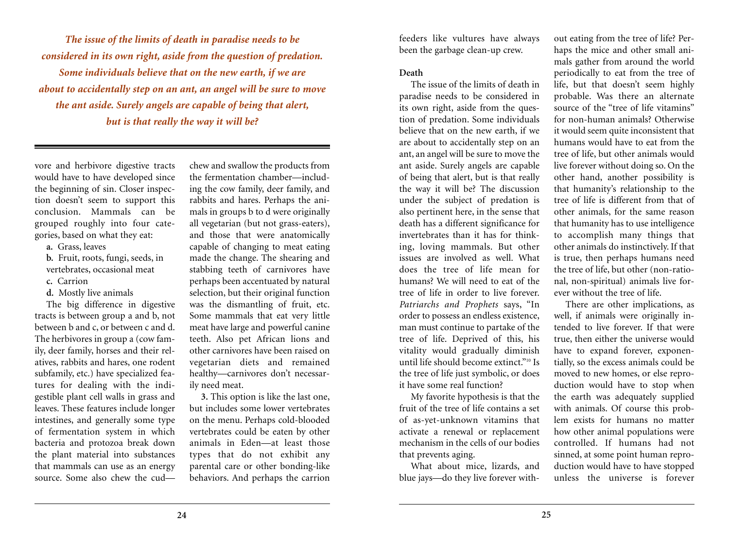*The issue of the limits of death in paradise needs to be considered in its own right, aside from the question of predation. Some individuals believe that on the new earth, if we are about to accidentally step on an ant, an angel will be sure to move the ant aside. Surely angels are capable of being that alert, but is that really the way it will be?*

vore and herbivore digestive tracts would have to have developed since the beginning of sin. Closer inspection doesn't seem to support this conclusion. Mammals can be grouped roughly into four categories, based on what they eat:

**a.** Grass, leaves
**b.** Fruit, roots, fungi, seeds, invertebrates, occasional meat
**c.** Carrion
**d.** Mostly live animals

The big difference in digestive tracts is between group a and b, not between b and c, or between c and d. The herbivores in group a (cow family, deer family, horses and their relatives, rabbits and hares, one rodent subfamily, etc.) have specialized features for dealing with the indigestible plant cell walls in grass and leaves. These features include longer intestines, and generally some type of fermentation system in which bacteria and protozoa break down the plant material into substances that mammals can use as an energy source. Some also chew the cud—chew and swallow the products from the fermentation chamber—including the cow family, deer family, and rabbits and hares. Perhaps the animals in groups b to d were originally all vegetarian (but not grass-eaters), and those that were anatomically capable of changing to meat eating made the change. The shearing and stabbing teeth of carnivores have perhaps been accentuated by natural selection, but their original function was the dismantling of fruit, etc. Some mammals that eat very little meat have large and powerful canine teeth. Also pet African lions and other carnivores have been raised on vegetarian diets and remained healthy—carnivores don't necessarily need meat.

**3.** This option is like the last one, but includes some lower vertebrates on the menu. Perhaps cold-blooded vertebrates could be eaten by other animals in Eden—at least those types that do not exhibit any parental care or other bonding-like behaviors. And perhaps the carrion feeders like vultures have always been the garbage clean-up crew.

**Death**

The issue of the limits of death in paradise needs to be considered in its own right, aside from the question of predation. Some individuals believe that on the new earth, if we are about to accidentally step on an ant, an angel will be sure to move the ant aside. Surely angels are capable of being that alert, but is that really the way it will be? The discussion under the subject of predation is also pertinent here, in the sense that death has a different significance for invertebrates than it has for thinking, loving mammals. But other issues are involved as well. What does the tree of life mean for humans? We will need to eat of the tree of life in order to live forever. *Patriarchs and Prophets* says, "In order to possess an endless existence, man must continue to partake of the tree of life. Deprived of this, his vitality would gradually diminish until life should become extinct."[10] Is the tree of life just symbolic, or does it have some real function?

My favorite hypothesis is that the fruit of the tree of life contains a set of as-yet-unknown vitamins that activate a renewal or replacement mechanism in the cells of our bodies that prevents aging.

What about mice, lizards, and blue jays—do they live forever without eating from the tree of life? Perhaps the mice and other small animals gather from around the world periodically to eat from the tree of life, but that doesn't seem highly probable. Was there an alternate source of the "tree of life vitamins" for non-human animals? Otherwise it would seem quite inconsistent that humans would have to eat from the tree of life, but other animals would live forever without doing so. On the other hand, another possibility is that humanity's relationship to the tree of life is different from that of other animals, for the same reason that humanity has to use intelligence to accomplish many things that other animals do instinctively. If that is true, then perhaps humans need the tree of life, but other (non-rational, non-spiritual) animals live forever without the tree of life.

There are other implications, as well, if animals were originally intended to live forever. If that were true, then either the universe would have to expand forever, exponentially, so the excess animals could be moved to new homes, or else reproduction would have to stop when the earth was adequately supplied with animals. Of course this problem exists for humans no matter how other animal populations were controlled. If humans had not sinned, at some point human reproduction would have to have stopped unless the universe is forever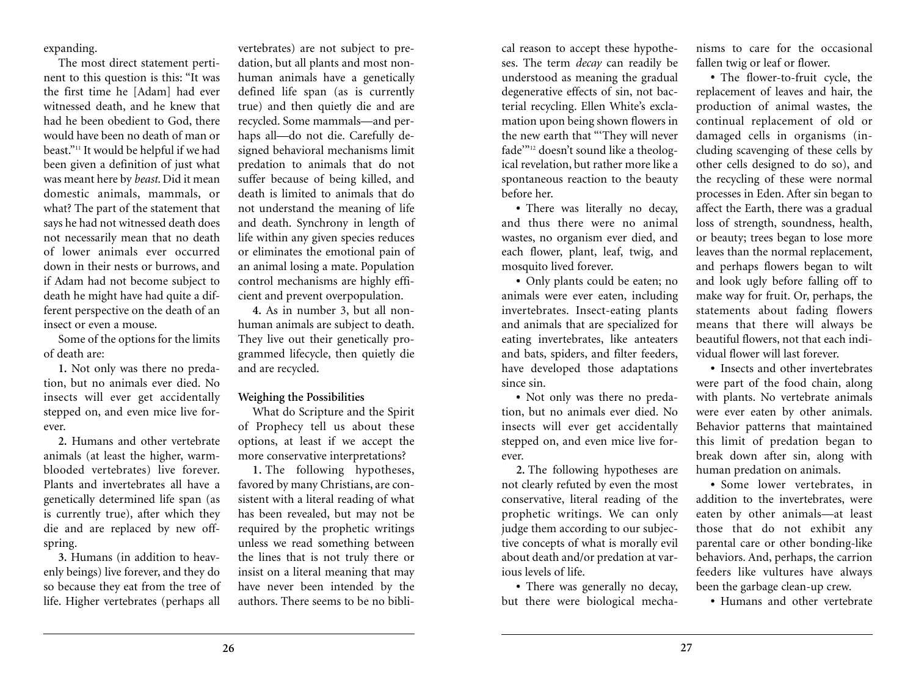expanding.

The most direct statement pertinent to this question is this: "It was the first time he [Adam] had ever witnessed death, and he knew that had he been obedient to God, there would have been no death of man or beast."[11] It would be helpful if we had been given a definition of just what was meant here by *beast*. Did it mean domestic animals, mammals, or what? The part of the statement that says he had not witnessed death does not necessarily mean that no death of lower animals ever occurred down in their nests or burrows, and if Adam had not become subject to death he might have had quite a different perspective on the death of an insect or even a mouse.

Some of the options for the limits of death are:

**1.** Not only was there no predation, but no animals ever died. No insects will ever get accidentally stepped on, and even mice live forever.

**2.** Humans and other vertebrate animals (at least the higher, warm-blooded vertebrates) live forever. Plants and invertebrates all have a genetically determined life span (as is currently true), after which they die and are replaced by new offspring.

**3.** Humans (in addition to heavenly beings) live forever, and they do so because they eat from the tree of life. Higher vertebrates (perhaps all vertebrates) are not subject to predation, but all plants and most non-human animals have a genetically defined life span (as is currently true) and then quietly die and are recycled. Some mammals—and perhaps all—do not die. Carefully designed behavioral mechanisms limit predation to animals that do not suffer because of being killed, and death is limited to animals that do not understand the meaning of life and death. Synchrony in length of life within any given species reduces or eliminates the emotional pain of an animal losing a mate. Population control mechanisms are highly efficient and prevent overpopulation.

**4.** As in number 3, but all non-human animals are subject to death. They live out their genetically programmed lifecycle, then quietly die and are recycled.

**Weighing the Possibilities**

What do Scripture and the Spirit of Prophecy tell us about these options, at least if we accept the more conservative interpretations?

**1.** The following hypotheses, favored by many Christians, are consistent with a literal reading of what has been revealed, but may not be required by the prophetic writings unless we read something between the lines that is not truly there or insist on a literal meaning that may have never been intended by the authors. There seems to be no biblical reason to accept these hypotheses. The term *decay* can readily be understood as meaning the gradual degenerative effects of sin, not bacterial recycling. Ellen White's exclamation upon being shown flowers in the new earth that "'They will never fade'"[12] doesn't sound like a theological revelation, but rather more like a spontaneous reaction to the beauty before her.

• There was literally no decay, and thus there were no animal wastes, no organism ever died, and each flower, plant, leaf, twig, and mosquito lived forever.

• Only plants could be eaten; no animals were ever eaten, including invertebrates. Insect-eating plants and animals that are specialized for eating invertebrates, like anteaters and bats, spiders, and filter feeders, have developed those adaptations since sin.

• Not only was there no predation, but no animals ever died. No insects will ever get accidentally stepped on, and even mice live forever.

**2.** The following hypotheses are not clearly refuted by even the most conservative, literal reading of the prophetic writings. We can only judge them according to our subjective concepts of what is morally evil about death and/or predation at various levels of life.

• There was generally no decay, but there were biological mechanisms to care for the occasional fallen twig or leaf or flower.

• The flower-to-fruit cycle, the replacement of leaves and hair, the production of animal wastes, the continual replacement of old or damaged cells in organisms (including scavenging of these cells by other cells designed to do so), and the recycling of these were normal processes in Eden. After sin began to affect the Earth, there was a gradual loss of strength, soundness, health, or beauty; trees began to lose more leaves than the normal replacement, and perhaps flowers began to wilt and look ugly before falling off to make way for fruit. Or, perhaps, the statements about fading flowers means that there will always be beautiful flowers, not that each individual flower will last forever.

• Insects and other invertebrates were part of the food chain, along with plants. No vertebrate animals were ever eaten by other animals. Behavior patterns that maintained this limit of predation began to break down after sin, along with human predation on animals.

• Some lower vertebrates, in addition to the invertebrates, were eaten by other animals—at least those that do not exhibit any parental care or other bonding-like behaviors. And, perhaps, the carrion feeders like vultures have always been the garbage clean-up crew.

• Humans and other vertebrate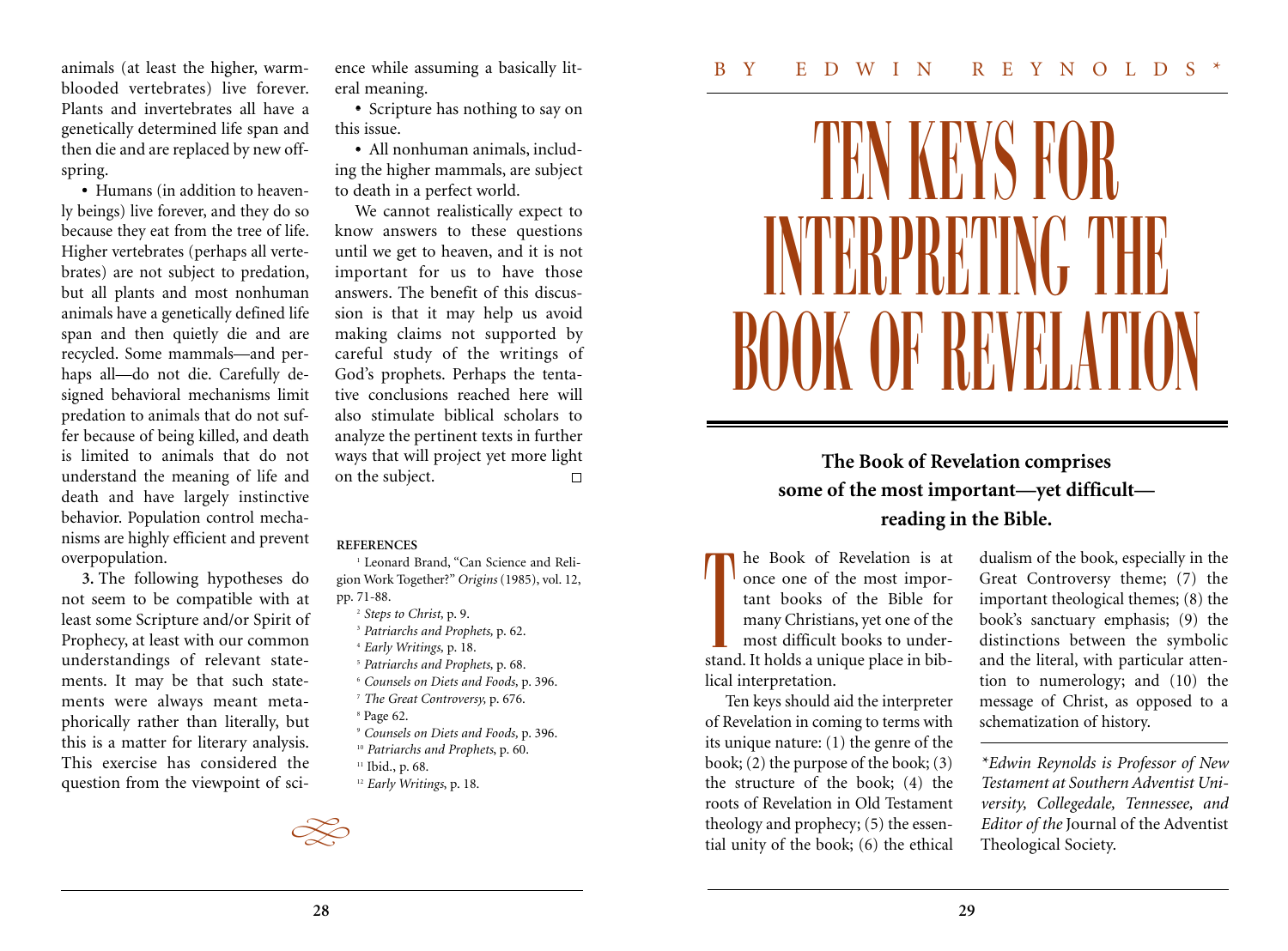animals (at least the higher, warm-blooded vertebrates) live forever. Plants and invertebrates all have a genetically determined life span and then die and are replaced by new offspring.

• Humans (in addition to heavenly beings) live forever, and they do so because they eat from the tree of life. Higher vertebrates (perhaps all vertebrates) are not subject to predation, but all plants and most nonhuman animals have a genetically defined life span and then quietly die and are recycled. Some mammals—and perhaps all—do not die. Carefully designed behavioral mechanisms limit predation to animals that do not suffer because of being killed, and death is limited to animals that do not understand the meaning of life and death and have largely instinctive behavior. Population control mechanisms are highly efficient and prevent overpopulation.

**3.** The following hypotheses do not seem to be compatible with at least some Scripture and/or Spirit of Prophecy, at least with our common understandings of relevant statements. It may be that such statements were always meant metaphorically rather than literally, but this is a matter for literary analysis. This exercise has considered the question from the viewpoint of science while assuming a basically literal meaning.

• Scripture has nothing to say on this issue.

• All nonhuman animals, including the higher mammals, are subject to death in a perfect world.

We cannot realistically expect to know answers to these questions until we get to heaven, and it is not important for us to have those answers. The benefit of this discussion is that it may help us avoid making claims not supported by careful study of the writings of God's prophets. Perhaps the tentative conclusions reached here will also stimulate biblical scholars to analyze the pertinent texts in further ways that will project yet more light on the subject. □

**REFERENCES**

[1] Leonard Brand, "Can Science and Religion Work Together?" *Origins* (1985), vol. 12, pp. 71-88.

[2] *Steps to Christ,* p. 9.

[3] *Patriarchs and Prophets,* p. 62.

[4] *Early Writings,* p. 18.

[5] *Patriarchs and Prophets,* p. 68.

[6] *Counsels on Diets and Foods,* p. 396.

[7] *The Great Controversy,* p. 676.

[8] Page 62.

[9] *Counsels on Diets and Foods,* p. 396.

[10] *Patriarchs and Prophets,* p. 60.

[11] Ibid., p. 68.

[12] *Early Writings,* p. 18.

BY EDWIN REYNOLDS*

# TEN KEYS FOR INTERPRETING THE BOOK OF REVELATION

**The Book of Revelation comprises some of the most important—yet difficult—reading in the Bible.**

The Book of Revelation is at once one of the most important books of the Bible for many Christians, yet one of the most difficult books to understand. It holds a unique place in biblical interpretation.

Ten keys should aid the interpreter of Revelation in coming to terms with its unique nature: (1) the genre of the book; (2) the purpose of the book; (3) the structure of the book; (4) the roots of Revelation in Old Testament theology and prophecy; (5) the essential unity of the book; (6) the ethical dualism of the book, especially in the Great Controversy theme; (7) the important theological themes; (8) the book's sanctuary emphasis; (9) the distinctions between the symbolic and the literal, with particular attention to numerology; and (10) the message of Christ, as opposed to a schematization of history.

**Edwin Reynolds is Professor of New Testament at Southern Adventist University, Collegedale, Tennessee, and Editor of the* Journal of the Adventist Theological Society.